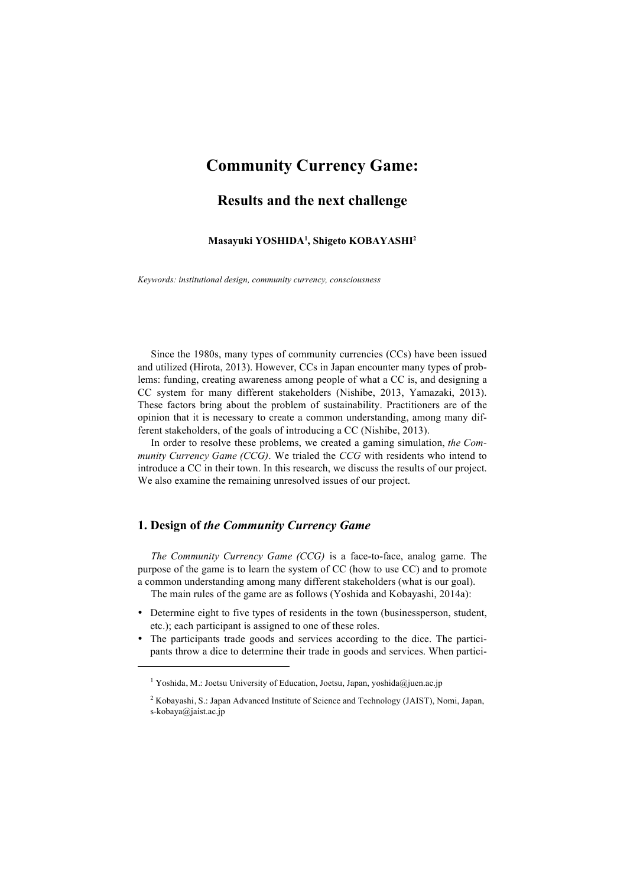# Community Currency Game:

## Results and the next challenge

**Masayuki YOSHIDA[1], Shigeto KOBAYASHI[2]**

*Keywords: institutional design, community currency, consciousness*

Since the 1980s, many types of community currencies (CCs) have been issued and utilized (Hirota, 2013). However, CCs in Japan encounter many types of problems: funding, creating awareness among people of what a CC is, and designing a CC system for many different stakeholders (Nishibe, 2013, Yamazaki, 2013). These factors bring about the problem of sustainability. Practitioners are of the opinion that it is necessary to create a common understanding, among many different stakeholders, of the goals of introducing a CC (Nishibe, 2013).

In order to resolve these problems, we created a gaming simulation, *the Community Currency Game (CCG)*. We trialed the *CCG* with residents who intend to introduce a CC in their town. In this research, we discuss the results of our project. We also examine the remaining unresolved issues of our project.

## 1. Design of *the Community Currency Game*

*The Community Currency Game (CCG)* is a face-to-face, analog game. The purpose of the game is to learn the system of CC (how to use CC) and to promote a common understanding among many different stakeholders (what is our goal).

The main rules of the game are as follows (Yoshida and Kobayashi, 2014a):

- Determine eight to five types of residents in the town (businessperson, student, etc.); each participant is assigned to one of these roles.
- The participants trade goods and services according to the dice. The participants throw a dice to determine their trade in goods and services. When partici-

---

[1] Yoshida, M.: Joetsu University of Education, Joetsu, Japan, yoshida@juen.ac.jp

[2] Kobayashi, S.: Japan Advanced Institute of Science and Technology (JAIST), Nomi, Japan, s-kobaya@jaist.ac.jp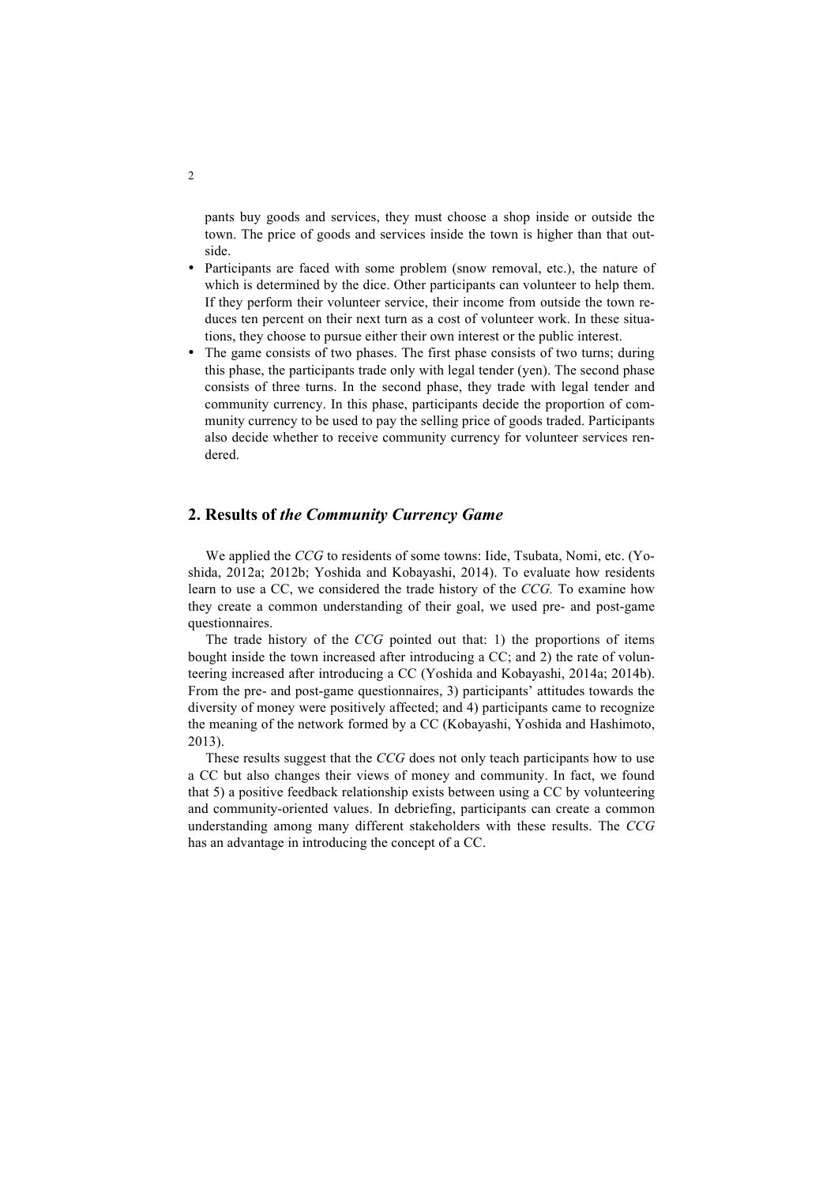pants buy goods and services, they must choose a shop inside or outside the town. The price of goods and services inside the town is higher than that outside.

- Participants are faced with some problem (snow removal, etc.), the nature of which is determined by the dice. Other participants can volunteer to help them. If they perform their volunteer service, their income from outside the town reduces ten percent on their next turn as a cost of volunteer work. In these situations, they choose to pursue either their own interest or the public interest.
- The game consists of two phases. The first phase consists of two turns; during this phase, the participants trade only with legal tender (yen). The second phase consists of three turns. In the second phase, they trade with legal tender and community currency. In this phase, participants decide the proportion of community currency to be used to pay the selling price of goods traded. Participants also decide whether to receive community currency for volunteer services rendered.

## 2. Results of *the Community Currency Game*

We applied the *CCG* to residents of some towns: Iide, Tsubata, Nomi, etc. (Yoshida, 2012a; 2012b; Yoshida and Kobayashi, 2014). To evaluate how residents learn to use a CC, we considered the trade history of the *CCG.* To examine how they create a common understanding of their goal, we used pre- and post-game questionnaires.

The trade history of the *CCG* pointed out that: 1) the proportions of items bought inside the town increased after introducing a CC; and 2) the rate of volunteering increased after introducing a CC (Yoshida and Kobayashi, 2014a; 2014b). From the pre- and post-game questionnaires, 3) participants' attitudes towards the diversity of money were positively affected; and 4) participants came to recognize the meaning of the network formed by a CC (Kobayashi, Yoshida and Hashimoto, 2013).

These results suggest that the *CCG* does not only teach participants how to use a CC but also changes their views of money and community. In fact, we found that 5) a positive feedback relationship exists between using a CC by volunteering and community-oriented values. In debriefing, participants can create a common understanding among many different stakeholders with these results. The *CCG* has an advantage in introducing the concept of a CC.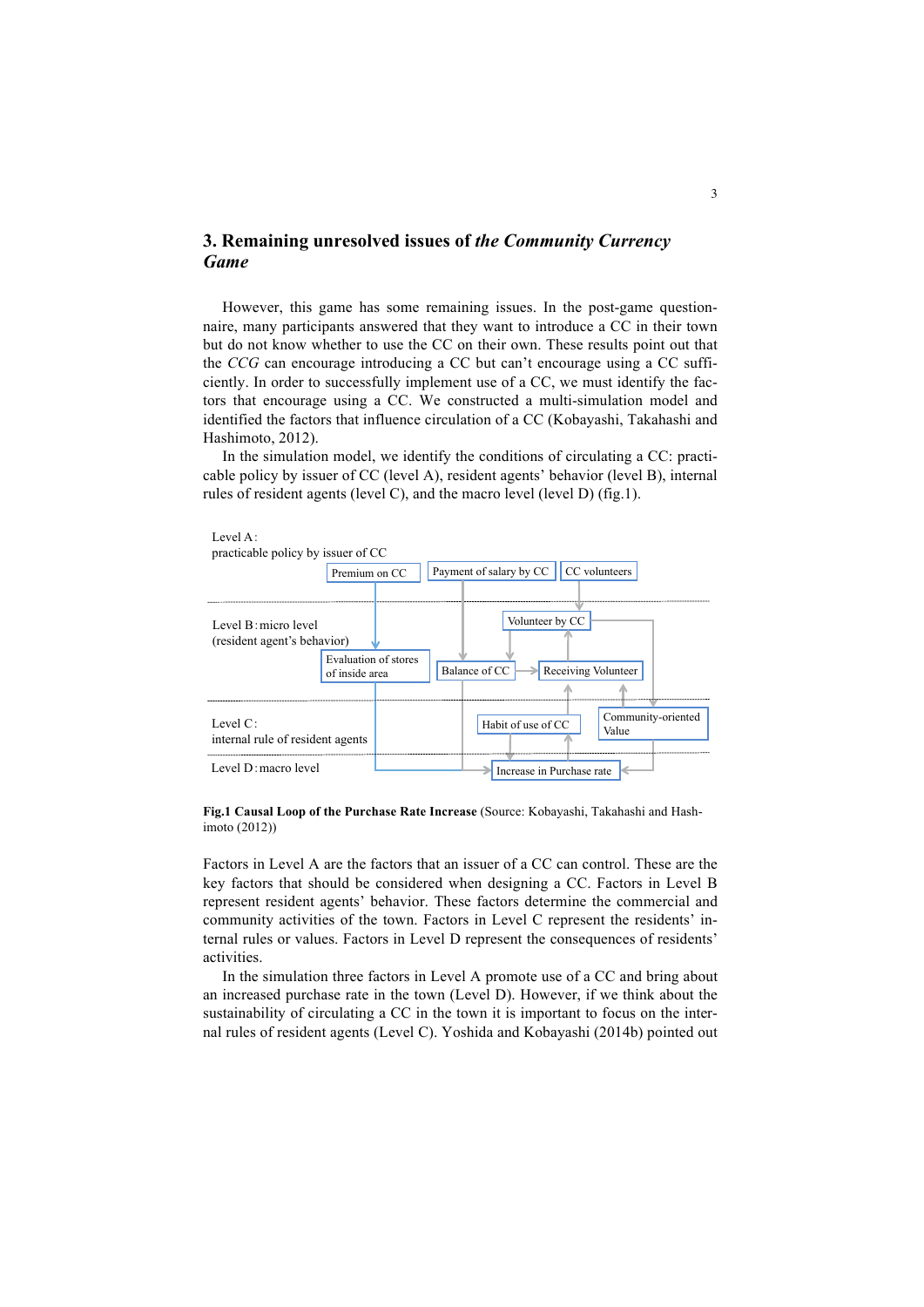## 3. Remaining unresolved issues of *the Community Currency Game*

However, this game has some remaining issues. In the post-game questionnaire, many participants answered that they want to introduce a CC in their town but do not know whether to use the CC on their own. These results point out that the *CCG* can encourage introducing a CC but can't encourage using a CC sufficiently. In order to successfully implement use of a CC, we must identify the factors that encourage using a CC. We constructed a multi-simulation model and identified the factors that influence circulation of a CC (Kobayashi, Takahashi and Hashimoto, 2012).

In the simulation model, we identify the conditions of circulating a CC: practicable policy by issuer of CC (level A), resident agents' behavior (level B), internal rules of resident agents (level C), and the macro level (level D) (fig.1).

Level A: practicable policy by issuer of CC — Premium on CC; Payment of salary by CC; CC volunteers

Level B: micro level (resident agent's behavior) — Volunteer by CC; Evaluation of stores of inside area; Balance of CC; Receiving Volunteer

Level C: internal rule of resident agents — Habit of use of CC; Community-oriented Value

Level D: macro level — Increase in Purchase rate

**Fig.1 Causal Loop of the Purchase Rate Increase** (Source: Kobayashi, Takahashi and Hashimoto (2012))

Factors in Level A are the factors that an issuer of a CC can control. These are the key factors that should be considered when designing a CC. Factors in Level B represent resident agents' behavior. These factors determine the commercial and community activities of the town. Factors in Level C represent the residents' internal rules or values. Factors in Level D represent the consequences of residents' activities.

In the simulation three factors in Level A promote use of a CC and bring about an increased purchase rate in the town (Level D). However, if we think about the sustainability of circulating a CC in the town it is important to focus on the internal rules of resident agents (Level C). Yoshida and Kobayashi (2014b) pointed out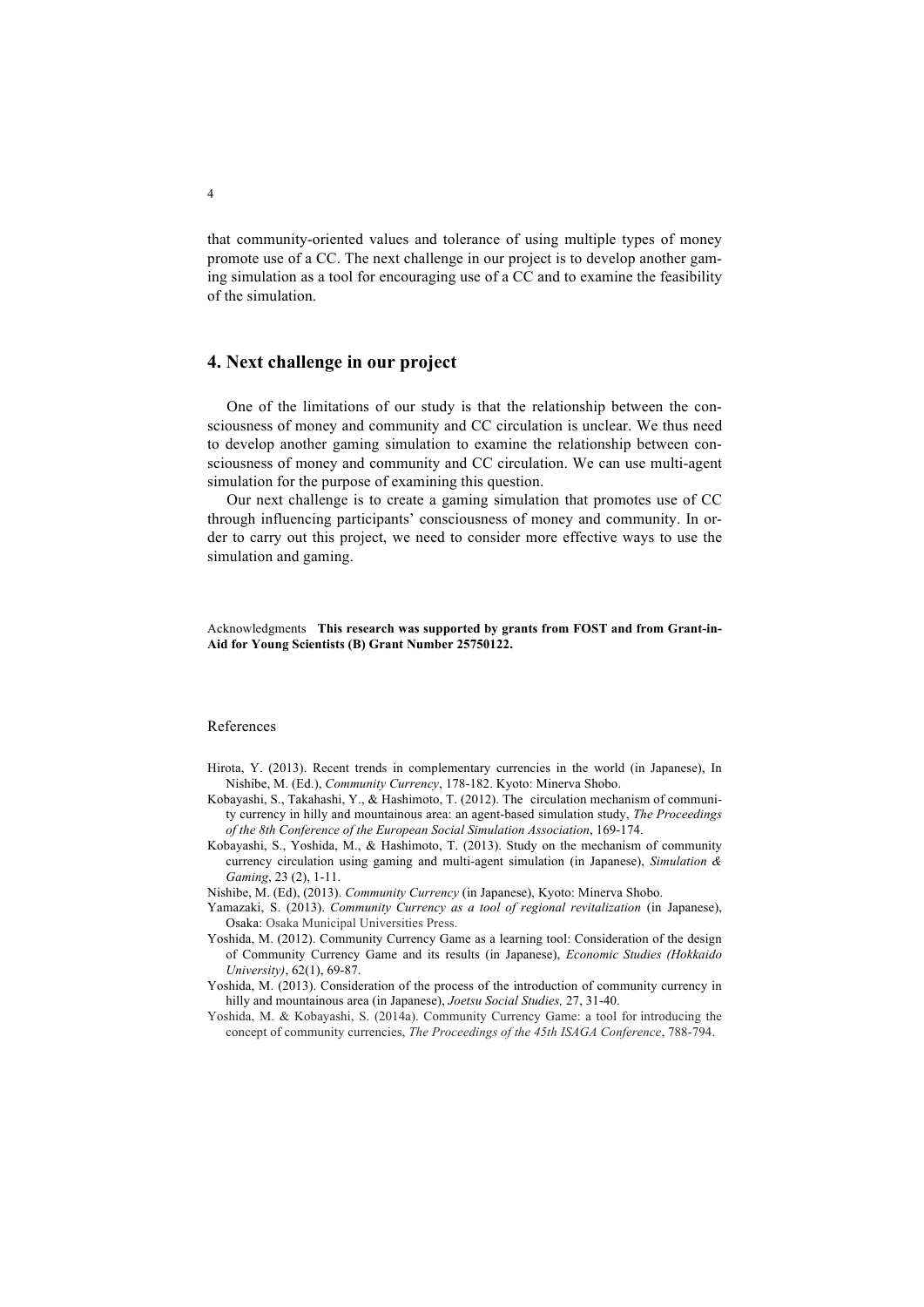that community-oriented values and tolerance of using multiple types of money promote use of a CC. The next challenge in our project is to develop another gaming simulation as a tool for encouraging use of a CC and to examine the feasibility of the simulation.

## 4. Next challenge in our project

One of the limitations of our study is that the relationship between the consciousness of money and community and CC circulation is unclear. We thus need to develop another gaming simulation to examine the relationship between consciousness of money and community and CC circulation. We can use multi-agent simulation for the purpose of examining this question.

Our next challenge is to create a gaming simulation that promotes use of CC through influencing participants' consciousness of money and community. In order to carry out this project, we need to consider more effective ways to use the simulation and gaming.

Acknowledgments **This research was supported by grants from FOST and from Grant-in-Aid for Young Scientists (B) Grant Number 25750122.**

### References

Hirota, Y. (2013). Recent trends in complementary currencies in the world (in Japanese), In Nishibe, M. (Ed.), *Community Currency*, 178-182. Kyoto: Minerva Shobo.

Kobayashi, S., Takahashi, Y., & Hashimoto, T. (2012). The circulation mechanism of community currency in hilly and mountainous area: an agent-based simulation study, *The Proceedings of the 8th Conference of the European Social Simulation Association*, 169-174.

Kobayashi, S., Yoshida, M., & Hashimoto, T. (2013). Study on the mechanism of community currency circulation using gaming and multi-agent simulation (in Japanese), *Simulation & Gaming*, 23 (2), 1-11.

Nishibe, M. (Ed), (2013). *Community Currency* (in Japanese), Kyoto: Minerva Shobo.

Yamazaki, S. (2013). *Community Currency as a tool of regional revitalization* (in Japanese), Osaka: Osaka Municipal Universities Press.

Yoshida, M. (2012). Community Currency Game as a learning tool: Consideration of the design of Community Currency Game and its results (in Japanese), *Economic Studies (Hokkaido University)*, 62(1), 69-87.

Yoshida, M. (2013). Consideration of the process of the introduction of community currency in hilly and mountainous area (in Japanese), *Joetsu Social Studies,* 27, 31-40.

Yoshida, M. & Kobayashi, S. (2014a). Community Currency Game: a tool for introducing the concept of community currencies, *The Proceedings of the 45th ISAGA Conference*, 788-794.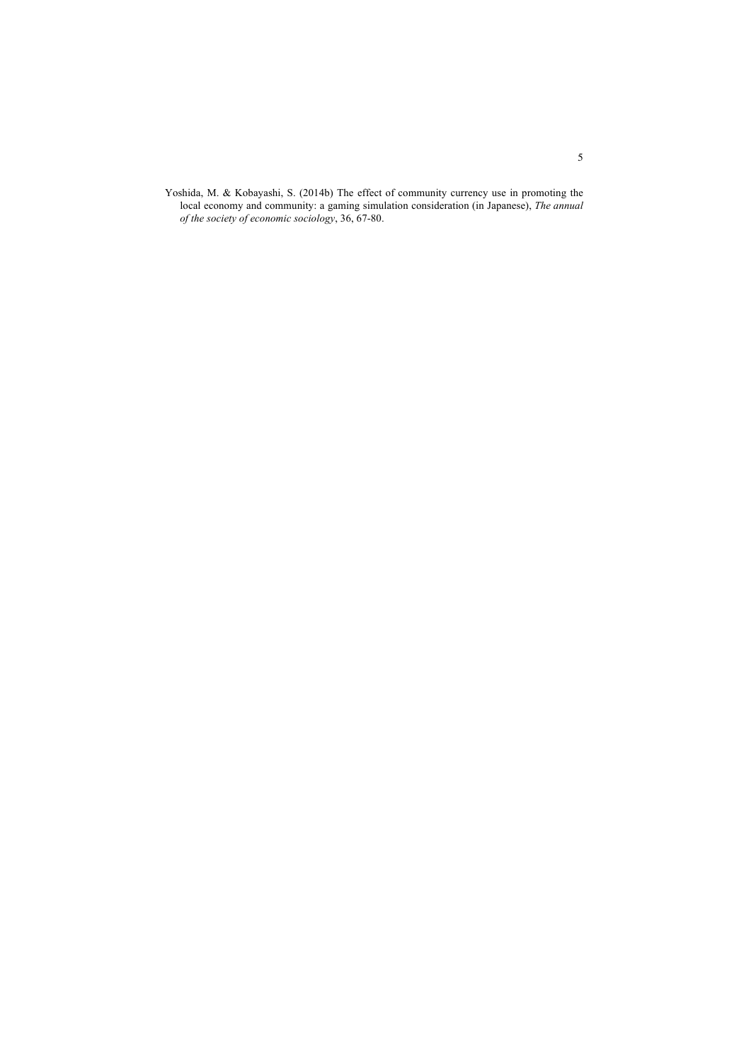Yoshida, M. & Kobayashi, S. (2014b) The effect of community currency use in promoting the local economy and community: a gaming simulation consideration (in Japanese), *The annual of the society of economic sociology*, 36, 67-80.